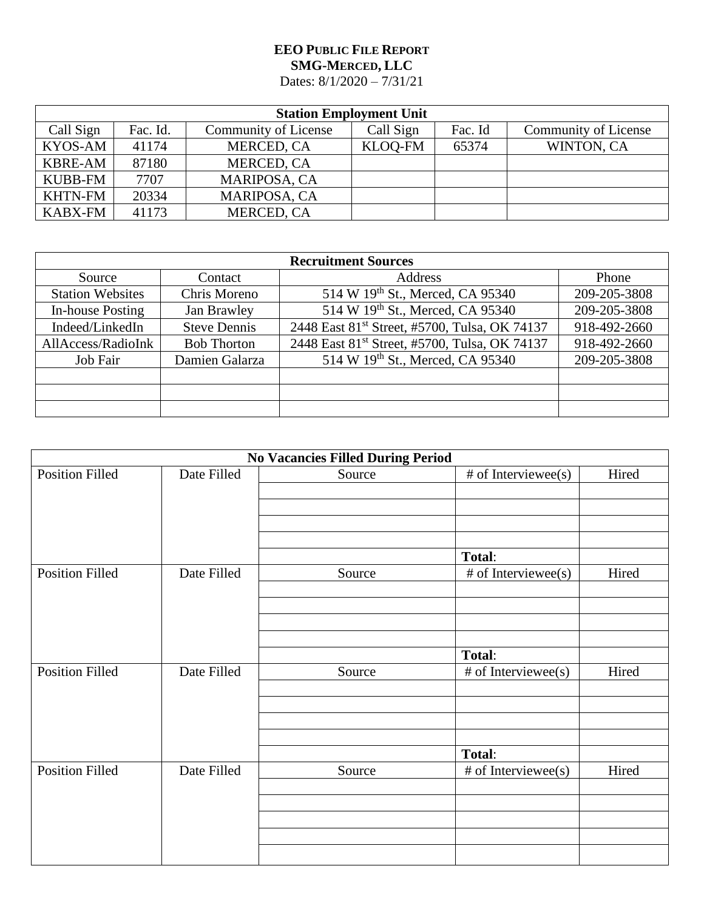# EEO PUBLIC FILE REPORT

## SMG-MERCED, LLC

Dates: 8/1/2020 – 7/31/21

| Station Employment Unit | | | | | |
|---|---|---|---|---|---|
| Call Sign | Fac. Id. | Community of License | Call Sign | Fac. Id | Community of License |
| KYOS-AM | 41174 | MERCED, CA | KLOQ-FM | 65374 | WINTON, CA |
| KBRE-AM | 87180 | MERCED, CA | | | |
| KUBB-FM | 7707 | MARIPOSA, CA | | | |
| KHTN-FM | 20334 | MARIPOSA, CA | | | |
| KABX-FM | 41173 | MERCED, CA | | | |

| Recruitment Sources | | | |
|---|---|---|---|
| Source | Contact | Address | Phone |
| Station Websites | Chris Moreno | 514 W 19th St., Merced, CA 95340 | 209-205-3808 |
| In-house Posting | Jan Brawley | 514 W 19th St., Merced, CA 95340 | 209-205-3808 |
| Indeed/LinkedIn | Steve Dennis | 2448 East 81st Street, #5700, Tulsa, OK 74137 | 918-492-2660 |
| AllAccess/RadioInk | Bob Thorton | 2448 East 81st Street, #5700, Tulsa, OK 74137 | 918-492-2660 |
| Job Fair | Damien Galarza | 514 W 19th St., Merced, CA 95340 | 209-205-3808 |
| | | | |
| | | | |
| | | | |

| No Vacancies Filled During Period | | | | |
|---|---|---|---|---|
| Position Filled | Date Filled | Source | # of Interviewee(s) | Hired |
| | | | | |
| | | | | |
| | | | | |
| | | | | |
| | | | **Total**: | |
| Position Filled | Date Filled | Source | # of Interviewee(s) | Hired |
| | | | | |
| | | | | |
| | | | | |
| | | | | |
| | | | **Total**: | |
| Position Filled | Date Filled | Source | # of Interviewee(s) | Hired |
| | | | | |
| | | | | |
| | | | | |
| | | | | |
| | | | **Total**: | |
| Position Filled | Date Filled | Source | # of Interviewee(s) | Hired |
| | | | | |
| | | | | |
| | | | | |
| | | | | |
| | | | | |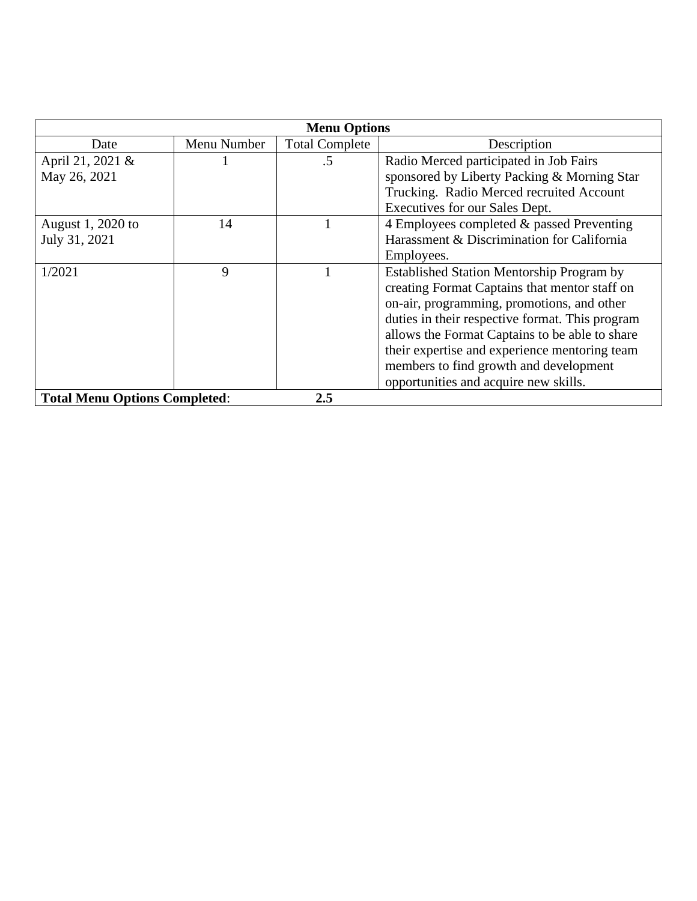| Menu Options | | | |
|---|---|---|---|
| Date | Menu Number | Total Complete | Description |
| April 21, 2021 & May 26, 2021 | 1 | .5 | Radio Merced participated in Job Fairs sponsored by Liberty Packing & Morning Star Trucking. Radio Merced recruited Account Executives for our Sales Dept. |
| August 1, 2020 to July 31, 2021 | 14 | 1 | 4 Employees completed & passed Preventing Harassment & Discrimination for California Employees. |
| 1/2021 | 9 | 1 | Established Station Mentorship Program by creating Format Captains that mentor staff on on-air, programming, promotions, and other duties in their respective format. This program allows the Format Captains to be able to share their expertise and experience mentoring team members to find growth and development opportunities and acquire new skills. |
| **Total Menu Options Completed**: | | **2.5** | |